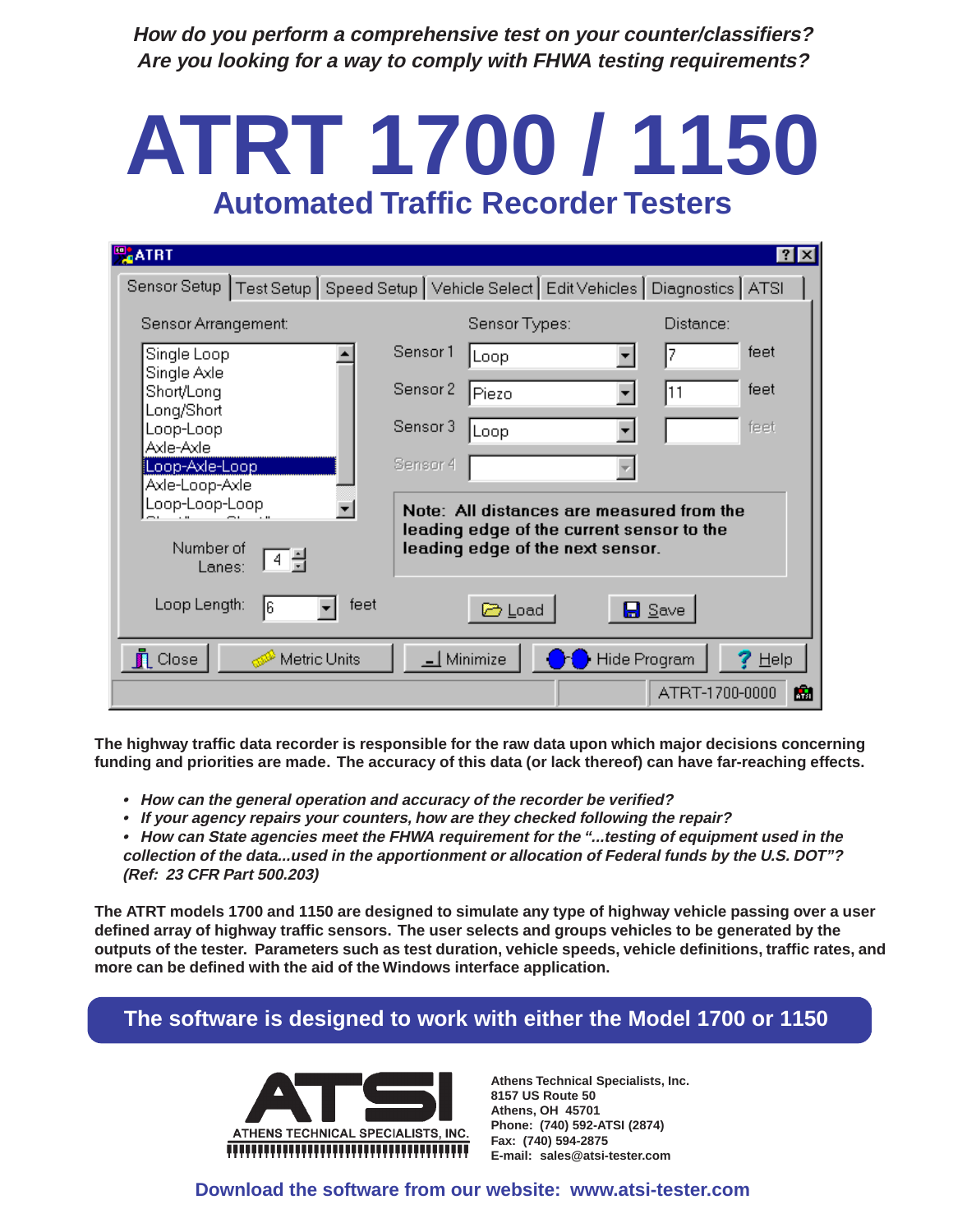***How do you perform a comprehensive test on your counter/classifiers?***
***Are you looking for a way to comply with FHWA testing requirements?***

# ATRT 1700 / 1150

## Automated Traffic Recorder Testers

**The highway traffic data recorder is responsible for the raw data upon which major decisions concerning funding and priorities are made. The accuracy of this data (or lack thereof) can have far-reaching effects.**

- ***How can the general operation and accuracy of the recorder be verified?***
- ***If your agency repairs your counters, how are they checked following the repair?***
- ***How can State agencies meet the FHWA requirement for the "...testing of equipment used in the collection of the data...used in the apportionment or allocation of Federal funds by the U.S. DOT"? (Ref: 23 CFR Part 500.203)***

**The ATRT models 1700 and 1150 are designed to simulate any type of highway vehicle passing over a user defined array of highway traffic sensors. The user selects and groups vehicles to be generated by the outputs of the tester. Parameters such as test duration, vehicle speeds, vehicle definitions, traffic rates, and more can be defined with the aid of the Windows interface application.**

**The software is designed to work with either the Model 1700 or 1150**

ATSI
ATHENS TECHNICAL SPECIALISTS, INC.

**Athens Technical Specialists, Inc.**
**8157 US Route 50**
**Athens, OH 45701**
**Phone: (740) 592-ATSI (2874)**
**Fax: (740) 594-2875**
**E-mail: sales@atsi-tester.com**

**Download the software from our website: www.atsi-tester.com**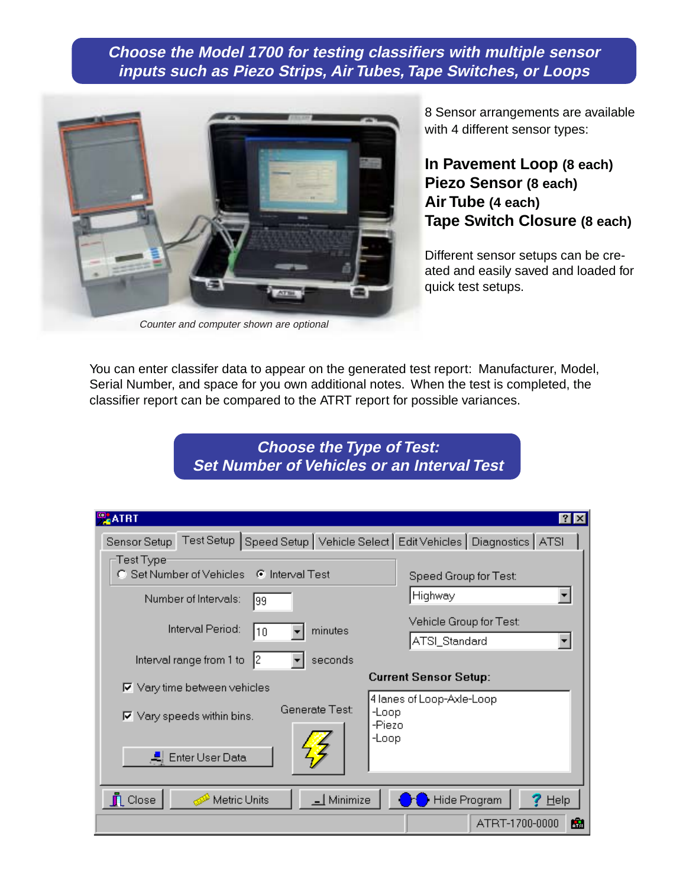## Choose the Model 1700 for testing classifiers with multiple sensor inputs such as Piezo Strips, Air Tubes, Tape Switches, or Loops

*Counter and computer shown are optional*

8 Sensor arrangements are available with 4 different sensor types:

**In Pavement Loop (8 each)**
**Piezo Sensor (8 each)**
**Air Tube (4 each)**
**Tape Switch Closure (8 each)**

Different sensor setups can be created and easily saved and loaded for quick test setups.

You can enter classifer data to appear on the generated test report: Manufacturer, Model, Serial Number, and space for you own additional notes. When the test is completed, the classifier report can be compared to the ATRT report for possible variances.

## Choose the Type of Test: Set Number of Vehicles or an Interval Test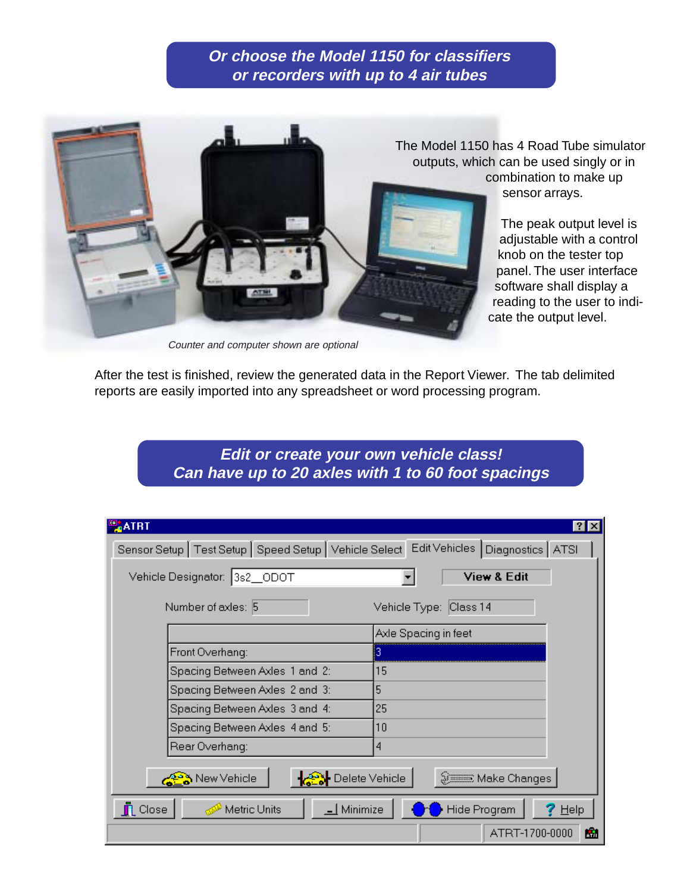## *Or choose the Model 1150 for classifiers or recorders with up to 4 air tubes*

The Model 1150 has 4 Road Tube simulator outputs, which can be used singly or in combination to make up sensor arrays.

The peak output level is adjustable with a control knob on the tester top panel. The user interface software shall display a reading to the user to indicate the output level.

*Counter and computer shown are optional*

After the test is finished, review the generated data in the Report Viewer. The tab delimited reports are easily imported into any spreadsheet or word processing program.

## *Edit or create your own vehicle class! Can have up to 20 axles with 1 to 60 foot spacings*

ATRT

Sensor Setup | Test Setup | Speed Setup | Vehicle Select | Edit Vehicles | Diagnostics | ATSI

Vehicle Designator: 3s2__ODOT    View & Edit

Number of axles: 5    Vehicle Type: Class 14

| | Axle Spacing in feet |
|---|---|
| Front Overhang: | 3 |
| Spacing Between Axles 1 and 2: | 15 |
| Spacing Between Axles 2 and 3: | 5 |
| Spacing Between Axles 3 and 4: | 25 |
| Spacing Between Axles 4 and 5: | 10 |
| Rear Overhang: | 4 |

New Vehicle | Delete Vehicle | Make Changes

Close | Metric Units | Minimize | Hide Program | Help

ATRT-1700-0000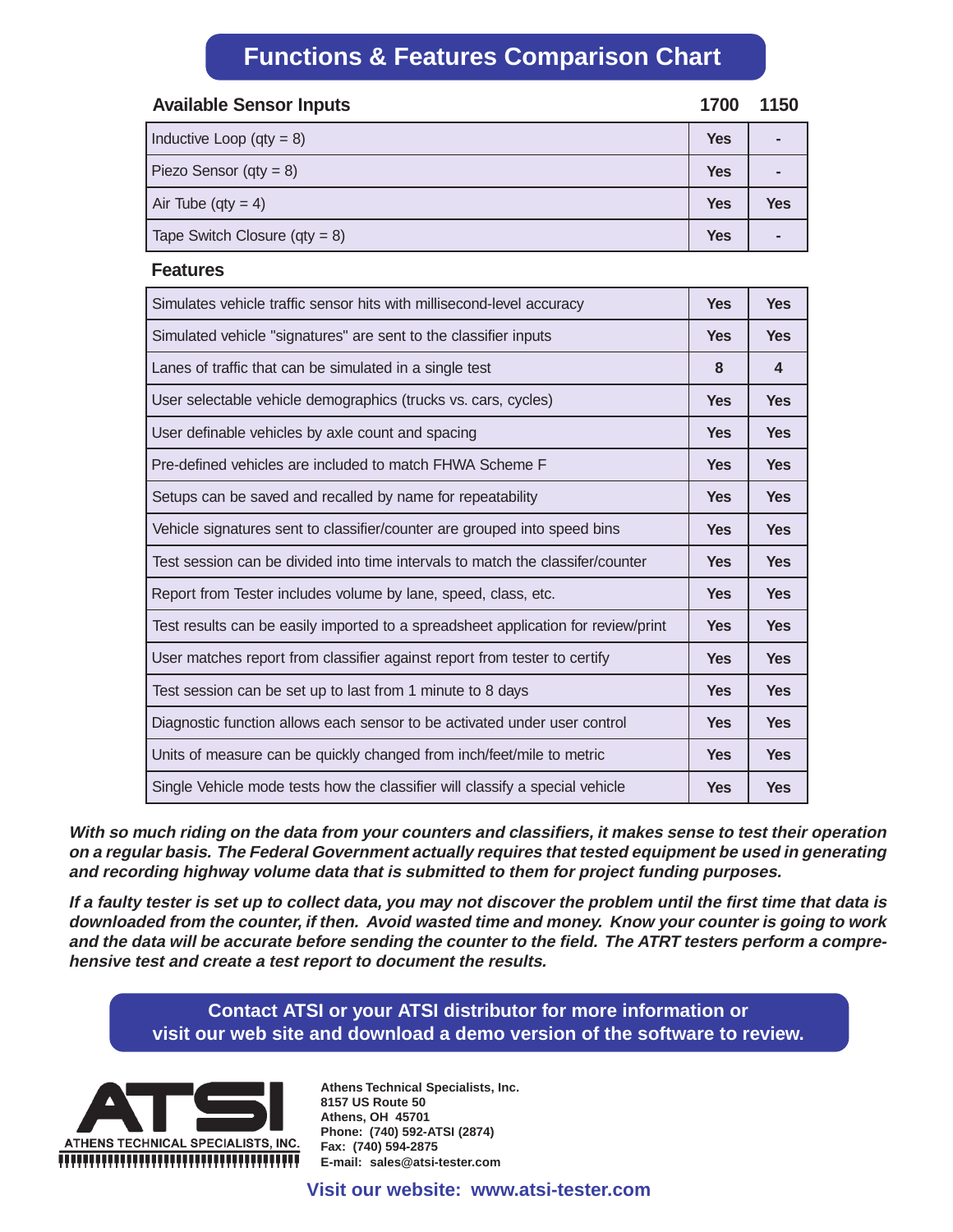# Functions & Features Comparison Chart

| Available Sensor Inputs | 1700 | 1150 |
|---|---|---|
| Inductive Loop (qty = 8) | Yes | - |
| Piezo Sensor (qty = 8) | Yes | - |
| Air Tube (qty = 4) | Yes | Yes |
| Tape Switch Closure (qty = 8) | Yes | - |

| Features | 1700 | 1150 |
|---|---|---|
| Simulates vehicle traffic sensor hits with millisecond-level accuracy | Yes | Yes |
| Simulated vehicle "signatures" are sent to the classifier inputs | Yes | Yes |
| Lanes of traffic that can be simulated in a single test | 8 | 4 |
| User selectable vehicle demographics (trucks vs. cars, cycles) | Yes | Yes |
| User definable vehicles by axle count and spacing | Yes | Yes |
| Pre-defined vehicles are included to match FHWA Scheme F | Yes | Yes |
| Setups can be saved and recalled by name for repeatability | Yes | Yes |
| Vehicle signatures sent to classifier/counter are grouped into speed bins | Yes | Yes |
| Test session can be divided into time intervals to match the classifer/counter | Yes | Yes |
| Report from Tester includes volume by lane, speed, class, etc. | Yes | Yes |
| Test results can be easily imported to a spreadsheet application for review/print | Yes | Yes |
| User matches report from classifier against report from tester to certify | Yes | Yes |
| Test session can be set up to last from 1 minute to 8 days | Yes | Yes |
| Diagnostic function allows each sensor to be activated under user control | Yes | Yes |
| Units of measure can be quickly changed from inch/feet/mile to metric | Yes | Yes |
| Single Vehicle mode tests how the classifier will classify a special vehicle | Yes | Yes |

***With so much riding on the data from your counters and classifiers, it makes sense to test their operation on a regular basis. The Federal Government actually requires that tested equipment be used in generating and recording highway volume data that is submitted to them for project funding purposes.***

***If a faulty tester is set up to collect data, you may not discover the problem until the first time that data is downloaded from the counter, if then. Avoid wasted time and money. Know your counter is going to work and the data will be accurate before sending the counter to the field. The ATRT testers perform a comprehensive test and create a test report to document the results.***

**Contact ATSI or your ATSI distributor for more information or visit our web site and download a demo version of the software to review.**

ATSI
ATHENS TECHNICAL SPECIALISTS, INC.

**Athens Technical Specialists, Inc.**
**8157 US Route 50**
**Athens, OH 45701**
**Phone: (740) 592-ATSI (2874)**
**Fax: (740) 594-2875**
**E-mail: sales@atsi-tester.com**

**Visit our website: www.atsi-tester.com**